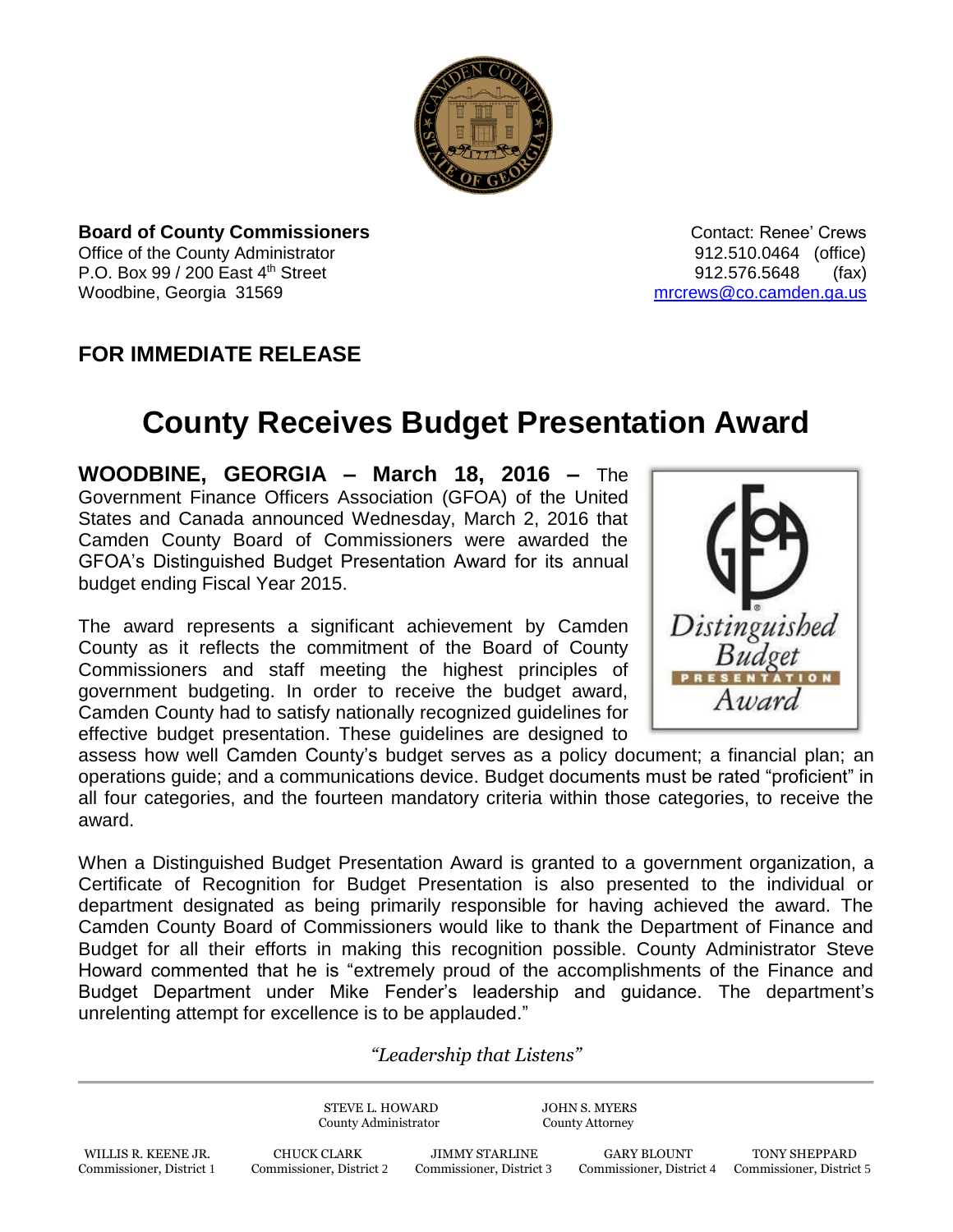**Board of County Commissioners**
Office of the County Administrator
P.O. Box 99 / 200 East 4th Street
Woodbine, Georgia 31569

Contact: Renee' Crews
912.510.0464 (office)
912.576.5648 (fax)
mrcrews@co.camden.ga.us

**FOR IMMEDIATE RELEASE**

# County Receives Budget Presentation Award

**WOODBINE, GEORGIA – March 18, 2016 –** The Government Finance Officers Association (GFOA) of the United States and Canada announced Wednesday, March 2, 2016 that Camden County Board of Commissioners were awarded the GFOA's Distinguished Budget Presentation Award for its annual budget ending Fiscal Year 2015.

The award represents a significant achievement by Camden County as it reflects the commitment of the Board of County Commissioners and staff meeting the highest principles of government budgeting. In order to receive the budget award, Camden County had to satisfy nationally recognized guidelines for effective budget presentation. These guidelines are designed to assess how well Camden County's budget serves as a policy document; a financial plan; an operations guide; and a communications device. Budget documents must be rated "proficient" in all four categories, and the fourteen mandatory criteria within those categories, to receive the award.

When a Distinguished Budget Presentation Award is granted to a government organization, a Certificate of Recognition for Budget Presentation is also presented to the individual or department designated as being primarily responsible for having achieved the award. The Camden County Board of Commissioners would like to thank the Department of Finance and Budget for all their efforts in making this recognition possible. County Administrator Steve Howard commented that he is "extremely proud of the accomplishments of the Finance and Budget Department under Mike Fender's leadership and guidance. The department's unrelenting attempt for excellence is to be applauded."

*"Leadership that Listens"*

STEVE L. HOWARD, County Administrator
JOHN S. MYERS, County Attorney

WILLIS R. KEENE JR., Commissioner, District 1
CHUCK CLARK, Commissioner, District 2
JIMMY STARLINE, Commissioner, District 3
GARY BLOUNT, Commissioner, District 4
TONY SHEPPARD, Commissioner, District 5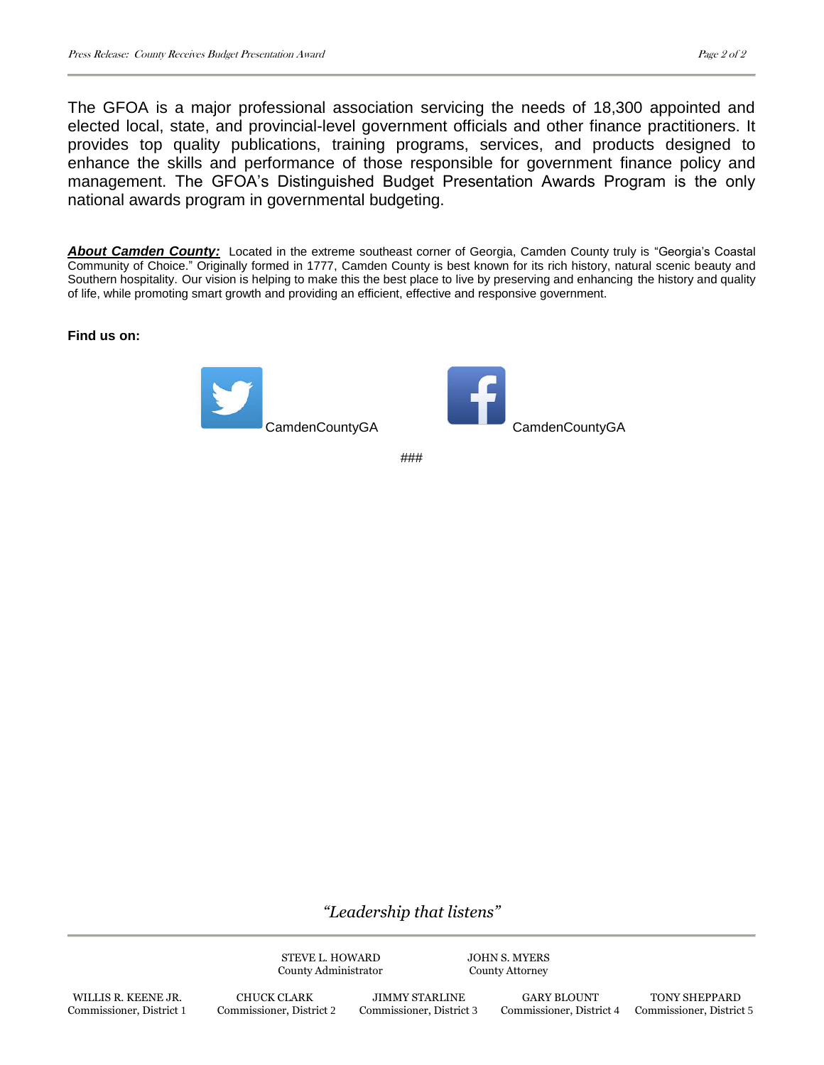The GFOA is a major professional association servicing the needs of 18,300 appointed and elected local, state, and provincial-level government officials and other finance practitioners. It provides top quality publications, training programs, services, and products designed to enhance the skills and performance of those responsible for government finance policy and management. The GFOA's Distinguished Budget Presentation Awards Program is the only national awards program in governmental budgeting.

***About Camden County:*** Located in the extreme southeast corner of Georgia, Camden County truly is "Georgia's Coastal Community of Choice." Originally formed in 1777, Camden County is best known for its rich history, natural scenic beauty and Southern hospitality. Our vision is helping to make this the best place to live by preserving and enhancing the history and quality of life, while promoting smart growth and providing an efficient, effective and responsive government.

**Find us on:**

CamdenCountyGA    CamdenCountyGA

###

*"Leadership that listens"*

STEVE L. HOWARD
County Administrator

JOHN S. MYERS
County Attorney

WILLIS R. KEENE JR.
Commissioner, District 1

CHUCK CLARK
Commissioner, District 2

JIMMY STARLINE
Commissioner, District 3

GARY BLOUNT
Commissioner, District 4

TONY SHEPPARD
Commissioner, District 5